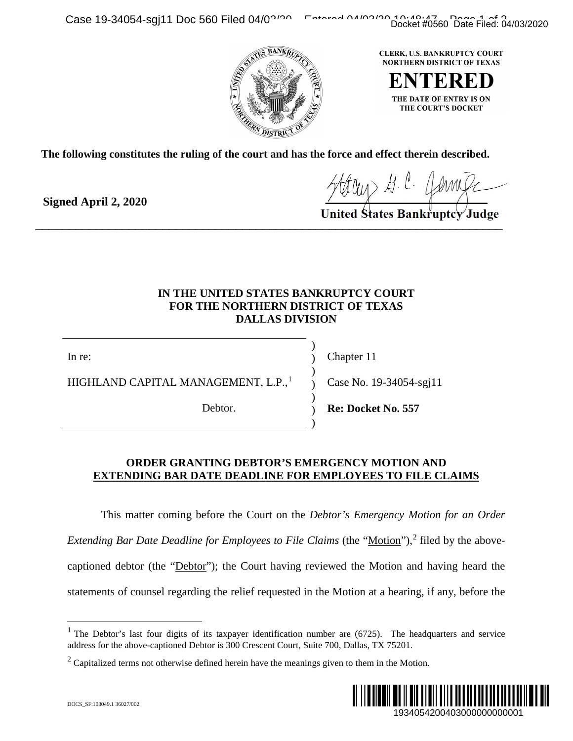CLERK, U.S. BANKRUPTCY COURT
NORTHERN DISTRICT OF TEXAS

**ENTERED**

THE DATE OF ENTRY IS ON THE COURT'S DOCKET

**The following constitutes the ruling of the court and has the force and effect therein described.**

**Signed April 2, 2020**

**United States Bankruptcy Judge**

---

**IN THE UNITED STATES BANKRUPTCY COURT**
**FOR THE NORTHERN DISTRICT OF TEXAS**
**DALLAS DIVISION**

| | | |
|---|---|---|
| In re: | ) | Chapter 11 |
| HIGHLAND CAPITAL MANAGEMENT, L.P.,[1] | ) | Case No. 19-34054-sgj11 |
| Debtor. | ) | **Re: Docket No. 557** |

**ORDER GRANTING DEBTOR'S EMERGENCY MOTION AND**
**EXTENDING BAR DATE DEADLINE FOR EMPLOYEES TO FILE CLAIMS**

This matter coming before the Court on the *Debtor's Emergency Motion for an Order Extending Bar Date Deadline for Employees to File Claims* (the "Motion"),[2] filed by the above-captioned debtor (the "Debtor"); the Court having reviewed the Motion and having heard the statements of counsel regarding the relief requested in the Motion at a hearing, if any, before the

---

[1] The Debtor's last four digits of its taxpayer identification number are (6725). The headquarters and service address for the above-captioned Debtor is 300 Crescent Court, Suite 700, Dallas, TX 75201.

[2] Capitalized terms not otherwise defined herein have the meanings given to them in the Motion.

DOCS_SF:103049.1 36027/002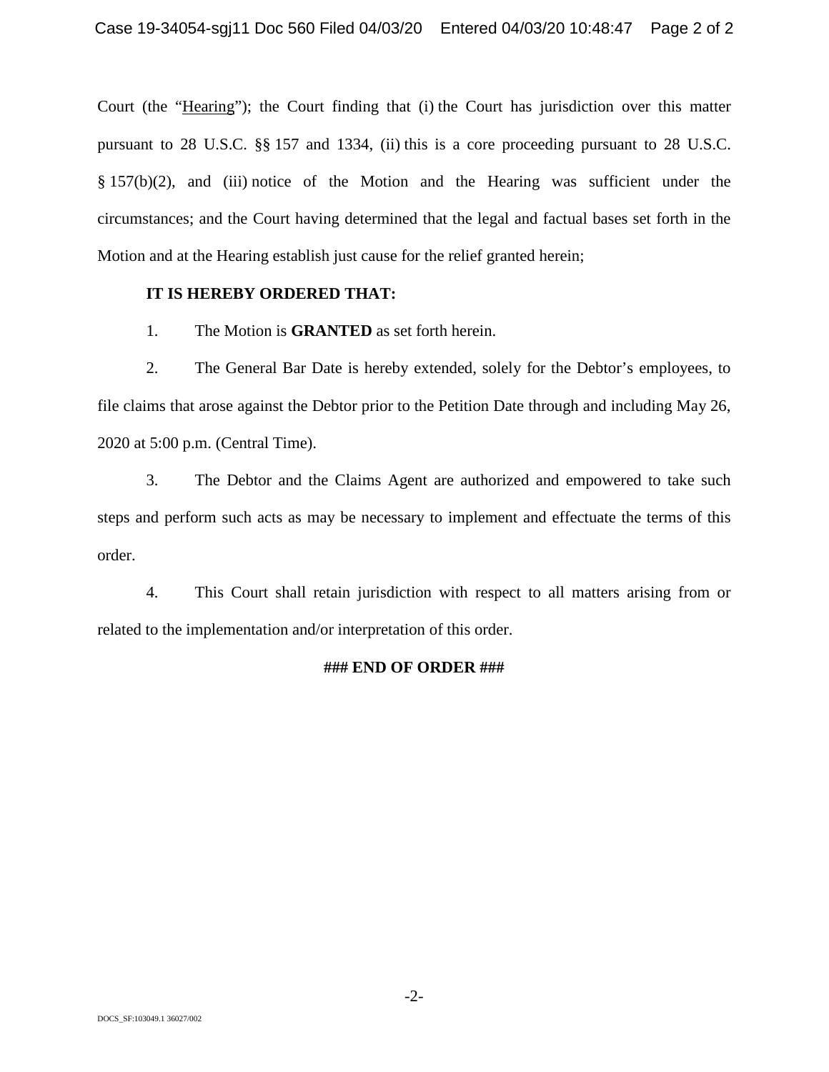Court (the "Hearing"); the Court finding that (i) the Court has jurisdiction over this matter pursuant to 28 U.S.C. §§ 157 and 1334, (ii) this is a core proceeding pursuant to 28 U.S.C. § 157(b)(2), and (iii) notice of the Motion and the Hearing was sufficient under the circumstances; and the Court having determined that the legal and factual bases set forth in the Motion and at the Hearing establish just cause for the relief granted herein;

**IT IS HEREBY ORDERED THAT:**

1. The Motion is **GRANTED** as set forth herein.

2. The General Bar Date is hereby extended, solely for the Debtor's employees, to file claims that arose against the Debtor prior to the Petition Date through and including May 26, 2020 at 5:00 p.m. (Central Time).

3. The Debtor and the Claims Agent are authorized and empowered to take such steps and perform such acts as may be necessary to implement and effectuate the terms of this order.

4. This Court shall retain jurisdiction with respect to all matters arising from or related to the implementation and/or interpretation of this order.

**### END OF ORDER ###**

DOCS_SF:103049.1 36027/002